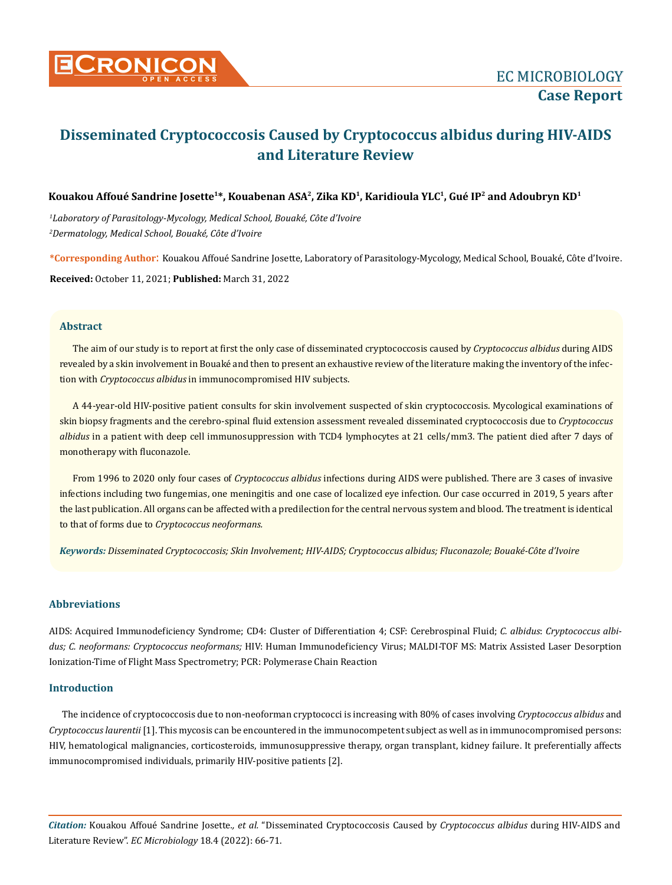# Disseminated Cryptococcosis Caused by Cryptococcus albidus during HIV-AIDS and Literature Review

**Kouakou Affoué Sandrine Josette[1]*, Kouabenan ASA[2], Zika KD[1], Karidioula YLC[1], Gué IP[2] and Adoubryn KD[1]**

*[1]Laboratory of Parasitology-Mycology, Medical School, Bouaké, Côte d'Ivoire*

*[2]Dermatology, Medical School, Bouaké, Côte d'Ivoire*

**\*Corresponding Author:** Kouakou Affoué Sandrine Josette, Laboratory of Parasitology-Mycology, Medical School, Bouaké, Côte d'Ivoire.

**Received:** October 11, 2021; **Published:** March 31, 2022

## Abstract

The aim of our study is to report at first the only case of disseminated cryptococcosis caused by *Cryptococcus albidus* during AIDS revealed by a skin involvement in Bouaké and then to present an exhaustive review of the literature making the inventory of the infection with *Cryptococcus albidus* in immunocompromised HIV subjects.

A 44-year-old HIV-positive patient consults for skin involvement suspected of skin cryptococcosis. Mycological examinations of skin biopsy fragments and the cerebro-spinal fluid extension assessment revealed disseminated cryptococcosis due to *Cryptococcus albidus* in a patient with deep cell immunosuppression with TCD4 lymphocytes at 21 cells/mm3. The patient died after 7 days of monotherapy with fluconazole.

From 1996 to 2020 only four cases of *Cryptococcus albidus* infections during AIDS were published. There are 3 cases of invasive infections including two fungemias, one meningitis and one case of localized eye infection. Our case occurred in 2019, 5 years after the last publication. All organs can be affected with a predilection for the central nervous system and blood. The treatment is identical to that of forms due to *Cryptococcus neoformans.*

***Keywords:*** *Disseminated Cryptococcosis; Skin Involvement; HIV-AIDS; Cryptococcus albidus; Fluconazole; Bouaké-Côte d'Ivoire*

## Abbreviations

AIDS: Acquired Immunodeficiency Syndrome; CD4: Cluster of Differentiation 4; CSF: Cerebrospinal Fluid; *C. albidus*: *Cryptococcus albidus; C. neoformans: Cryptococcus neoformans;* HIV: Human Immunodeficiency Virus; MALDI-TOF MS: Matrix Assisted Laser Desorption Ionization-Time of Flight Mass Spectrometry; PCR: Polymerase Chain Reaction

## Introduction

The incidence of cryptococcosis due to non-neoforman cryptococci is increasing with 80% of cases involving *Cryptococcus albidus* and *Cryptococcus laurentii* [1]. This mycosis can be encountered in the immunocompetent subject as well as in immunocompromised persons: HIV, hematological malignancies, corticosteroids, immunosuppressive therapy, organ transplant, kidney failure. It preferentially affects immunocompromised individuals, primarily HIV-positive patients [2].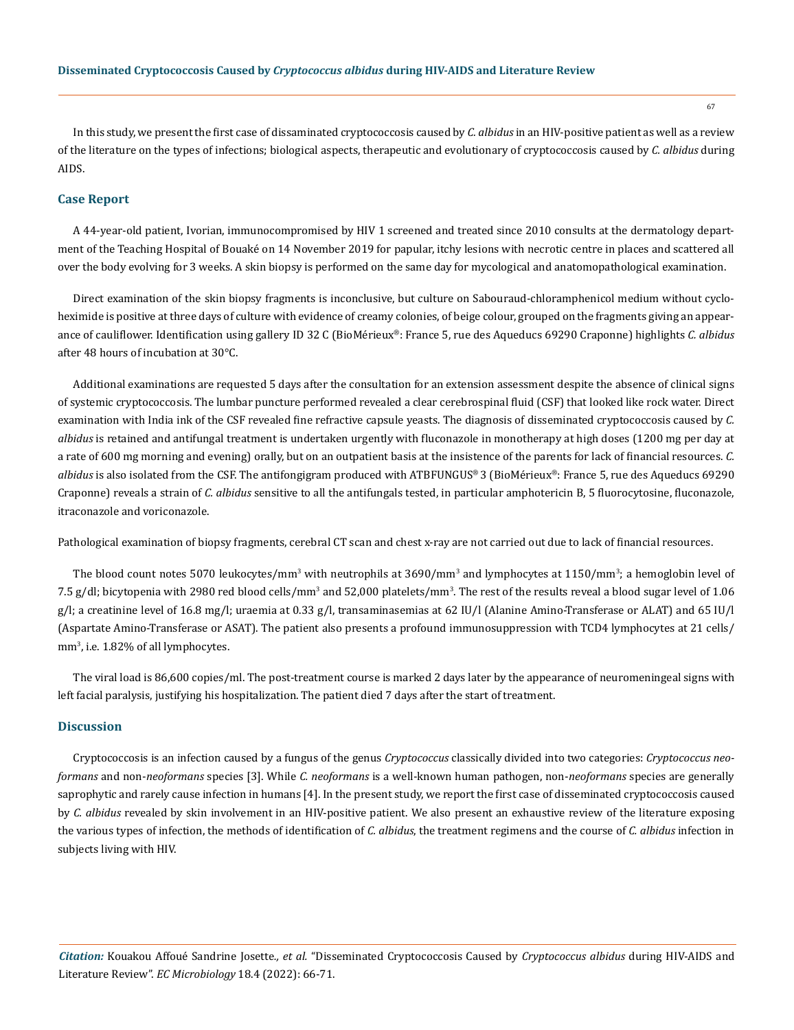In this study, we present the first case of dissaminated cryptococcosis caused by *C. albidus* in an HIV-positive patient as well as a review of the literature on the types of infections; biological aspects, therapeutic and evolutionary of cryptococcosis caused by *C. albidus* during AIDS.

## Case Report

A 44-year-old patient, Ivorian, immunocompromised by HIV 1 screened and treated since 2010 consults at the dermatology department of the Teaching Hospital of Bouaké on 14 November 2019 for papular, itchy lesions with necrotic centre in places and scattered all over the body evolving for 3 weeks. A skin biopsy is performed on the same day for mycological and anatomopathological examination.

Direct examination of the skin biopsy fragments is inconclusive, but culture on Sabouraud-chloramphenicol medium without cycloheximide is positive at three days of culture with evidence of creamy colonies, of beige colour, grouped on the fragments giving an appearance of cauliflower. Identification using gallery ID 32 C (BioMérieux®: France 5, rue des Aqueducs 69290 Craponne) highlights *C. albidus* after 48 hours of incubation at 30°C.

Additional examinations are requested 5 days after the consultation for an extension assessment despite the absence of clinical signs of systemic cryptococcosis. The lumbar puncture performed revealed a clear cerebrospinal fluid (CSF) that looked like rock water. Direct examination with India ink of the CSF revealed fine refractive capsule yeasts. The diagnosis of disseminated cryptococcosis caused by *C. albidus* is retained and antifungal treatment is undertaken urgently with fluconazole in monotherapy at high doses (1200 mg per day at a rate of 600 mg morning and evening) orally, but on an outpatient basis at the insistence of the parents for lack of financial resources. *C. albidus* is also isolated from the CSF. The antifongigram produced with ATBFUNGUS® 3 (BioMérieux®: France 5, rue des Aqueducs 69290 Craponne) reveals a strain of *C. albidus* sensitive to all the antifungals tested, in particular amphotericin B, 5 fluorocytosine, fluconazole, itraconazole and voriconazole.

Pathological examination of biopsy fragments, cerebral CT scan and chest x-ray are not carried out due to lack of financial resources.

The blood count notes 5070 leukocytes/mm$^3$ with neutrophils at 3690/mm$^3$ and lymphocytes at 1150/mm$^3$; a hemoglobin level of 7.5 g/dl; bicytopenia with 2980 red blood cells/mm$^3$ and 52,000 platelets/mm$^3$. The rest of the results reveal a blood sugar level of 1.06 g/l; a creatinine level of 16.8 mg/l; uraemia at 0.33 g/l, transaminasemias at 62 IU/l (Alanine Amino-Transferase or ALAT) and 65 IU/l (Aspartate Amino-Transferase or ASAT). The patient also presents a profound immunosuppression with TCD4 lymphocytes at 21 cells/mm$^3$, i.e. 1.82% of all lymphocytes.

The viral load is 86,600 copies/ml. The post-treatment course is marked 2 days later by the appearance of neuromeningeal signs with left facial paralysis, justifying his hospitalization. The patient died 7 days after the start of treatment.

## Discussion

Cryptococcosis is an infection caused by a fungus of the genus *Cryptococcus* classically divided into two categories: *Cryptococcus neoformans* and non-*neoformans* species [3]. While *C. neoformans* is a well-known human pathogen, non-*neoformans* species are generally saprophytic and rarely cause infection in humans [4]. In the present study, we report the first case of disseminated cryptococcosis caused by *C. albidus* revealed by skin involvement in an HIV-positive patient. We also present an exhaustive review of the literature exposing the various types of infection, the methods of identification of *C. albidus*, the treatment regimens and the course of *C. albidus* infection in subjects living with HIV.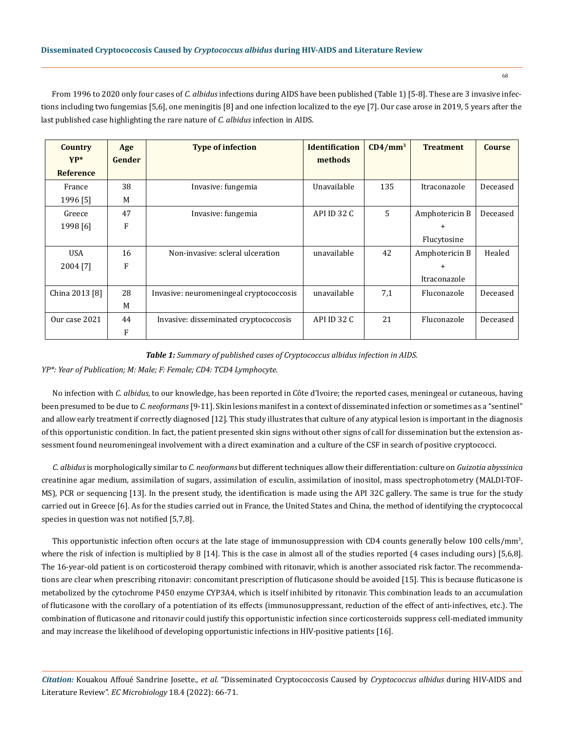From 1996 to 2020 only four cases of *C. albidus* infections during AIDS have been published (Table 1) [5-8]. These are 3 invasive infections including two fungemias [5,6], one meningitis [8] and one infection localized to the eye [7]. Our case arose in 2019, 5 years after the last published case highlighting the rare nature of *C. albidus* infection in AIDS.

| Country YP* Reference | Age Gender | Type of infection | Identification methods | $CD4/mm^3$ | Treatment | Course |
|---|---|---|---|---|---|---|
| France 1996 [5] | 38 M | Invasive: fungemia | Unavailable | 135 | Itraconazole | Deceased |
| Greece 1998 [6] | 47 F | Invasive: fungemia | API ID 32 C | 5 | Amphotericin B + Flucytosine | Deceased |
| USA 2004 [7] | 16 F | Non-invasive: scleral ulceration | unavailable | 42 | Amphotericin B + Itraconazole | Healed |
| China 2013 [8] | 28 M | Invasive: neuromeningeal cryptococcosis | unavailable | 7,1 | Fluconazole | Deceased |
| Our case 2021 | 44 F | Invasive: disseminated cryptococcosis | API ID 32 C | 21 | Fluconazole | Deceased |

***Table 1:*** *Summary of published cases of Cryptococcus albidus infection in AIDS.*

*YP\*: Year of Publication; M: Male; F: Female; CD4: TCD4 Lymphocyte.*

No infection with *C. albidus,* to our knowledge, has been reported in Côte d'Ivoire; the reported cases, meningeal or cutaneous, having been presumed to be due to *C. neoformans* [9-11]. Skin lesions manifest in a context of disseminated infection or sometimes as a "sentinel" and allow early treatment if correctly diagnosed [12]. This study illustrates that culture of any atypical lesion is important in the diagnosis of this opportunistic condition. In fact, the patient presented skin signs without other signs of call for dissemination but the extension assessment found neuromeningeal involvement with a direct examination and a culture of the CSF in search of positive cryptococci.

*C. albidus* is morphologically similar to *C. neoformans* but different techniques allow their differentiation: culture on *Guizotia abyssinica* creatinine agar medium, assimilation of sugars, assimilation of esculin, assimilation of inositol, mass spectrophotometry (MALDI-TOF-MS), PCR or sequencing [13]. In the present study, the identification is made using the API 32C gallery. The same is true for the study carried out in Greece [6]. As for the studies carried out in France, the United States and China, the method of identifying the cryptococcal species in question was not notified [5,7,8].

This opportunistic infection often occurs at the late stage of immunosuppression with CD4 counts generally below 100 cells/$mm^3$, where the risk of infection is multiplied by 8 [14]. This is the case in almost all of the studies reported (4 cases including ours) [5,6,8]. The 16-year-old patient is on corticosteroid therapy combined with ritonavir, which is another associated risk factor. The recommendations are clear when prescribing ritonavir: concomitant prescription of fluticasone should be avoided [15]. This is because fluticasone is metabolized by the cytochrome P450 enzyme CYP3A4, which is itself inhibited by ritonavir. This combination leads to an accumulation of fluticasone with the corollary of a potentiation of its effects (immunosuppressant, reduction of the effect of anti-infectives, etc.). The combination of fluticasone and ritonavir could justify this opportunistic infection since corticosteroids suppress cell-mediated immunity and may increase the likelihood of developing opportunistic infections in HIV-positive patients [16].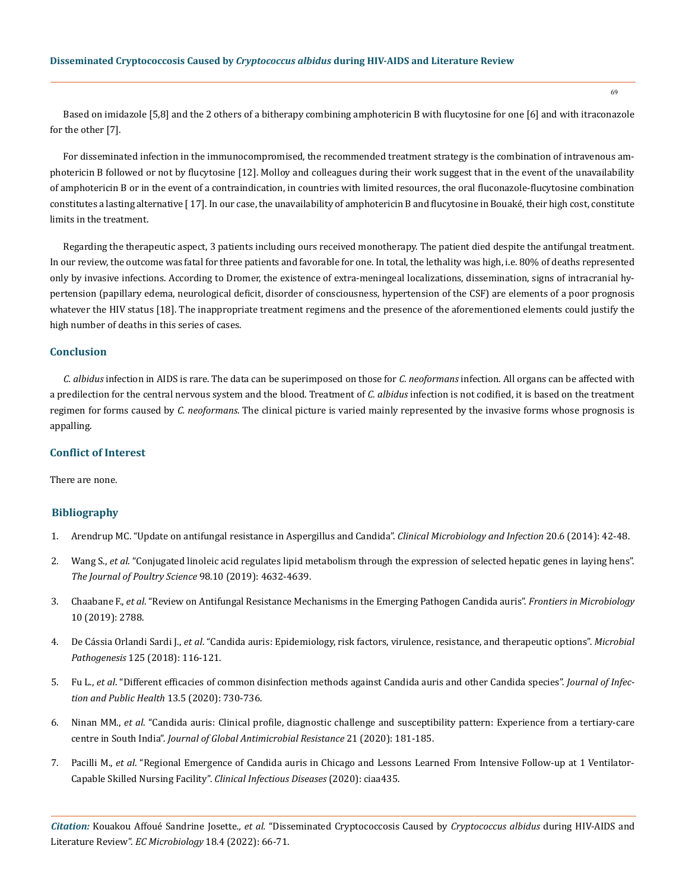Based on imidazole [5,8] and the 2 others of a bitherapy combining amphotericin B with flucytosine for one [6] and with itraconazole for the other [7].

For disseminated infection in the immunocompromised, the recommended treatment strategy is the combination of intravenous amphotericin B followed or not by flucytosine [12]. Molloy and colleagues during their work suggest that in the event of the unavailability of amphotericin B or in the event of a contraindication, in countries with limited resources, the oral fluconazole-flucytosine combination constitutes a lasting alternative [ 17]. In our case, the unavailability of amphotericin B and flucytosine in Bouaké, their high cost, constitute limits in the treatment.

Regarding the therapeutic aspect, 3 patients including ours received monotherapy. The patient died despite the antifungal treatment. In our review, the outcome was fatal for three patients and favorable for one. In total, the lethality was high, i.e. 80% of deaths represented only by invasive infections. According to Dromer, the existence of extra-meningeal localizations, dissemination, signs of intracranial hypertension (papillary edema, neurological deficit, disorder of consciousness, hypertension of the CSF) are elements of a poor prognosis whatever the HIV status [18]. The inappropriate treatment regimens and the presence of the aforementioned elements could justify the high number of deaths in this series of cases.

## Conclusion

*C. albidus* infection in AIDS is rare. The data can be superimposed on those for *C. neoformans* infection. All organs can be affected with a predilection for the central nervous system and the blood. Treatment of *C. albidus* infection is not codified, it is based on the treatment regimen for forms caused by *C. neoformans*. The clinical picture is varied mainly represented by the invasive forms whose prognosis is appalling.

## Conflict of Interest

There are none.

## Bibliography

1. Arendrup MC. "Update on antifungal resistance in Aspergillus and Candida". *Clinical Microbiology and Infection* 20.6 (2014): 42-48.
2. Wang S., *et al*. "Conjugated linoleic acid regulates lipid metabolism through the expression of selected hepatic genes in laying hens". *The Journal of Poultry Science* 98.10 (2019): 4632-4639.
3. Chaabane F., *et al*. "Review on Antifungal Resistance Mechanisms in the Emerging Pathogen Candida auris". *Frontiers in Microbiology* 10 (2019): 2788.
4. De Cássia Orlandi Sardi J., *et al*. "Candida auris: Epidemiology, risk factors, virulence, resistance, and therapeutic options". *Microbial Pathogenesis* 125 (2018): 116-121.
5. Fu L., *et al*. "Different efficacies of common disinfection methods against Candida auris and other Candida species". *Journal of Infection and Public Health* 13.5 (2020): 730-736.
6. Ninan MM., *et al*. "Candida auris: Clinical profile, diagnostic challenge and susceptibility pattern: Experience from a tertiary-care centre in South India". *Journal of Global Antimicrobial Resistance* 21 (2020): 181-185.
7. Pacilli M., *et al*. "Regional Emergence of Candida auris in Chicago and Lessons Learned From Intensive Follow-up at 1 Ventilator-Capable Skilled Nursing Facility". *Clinical Infectious Diseases* (2020): ciaa435.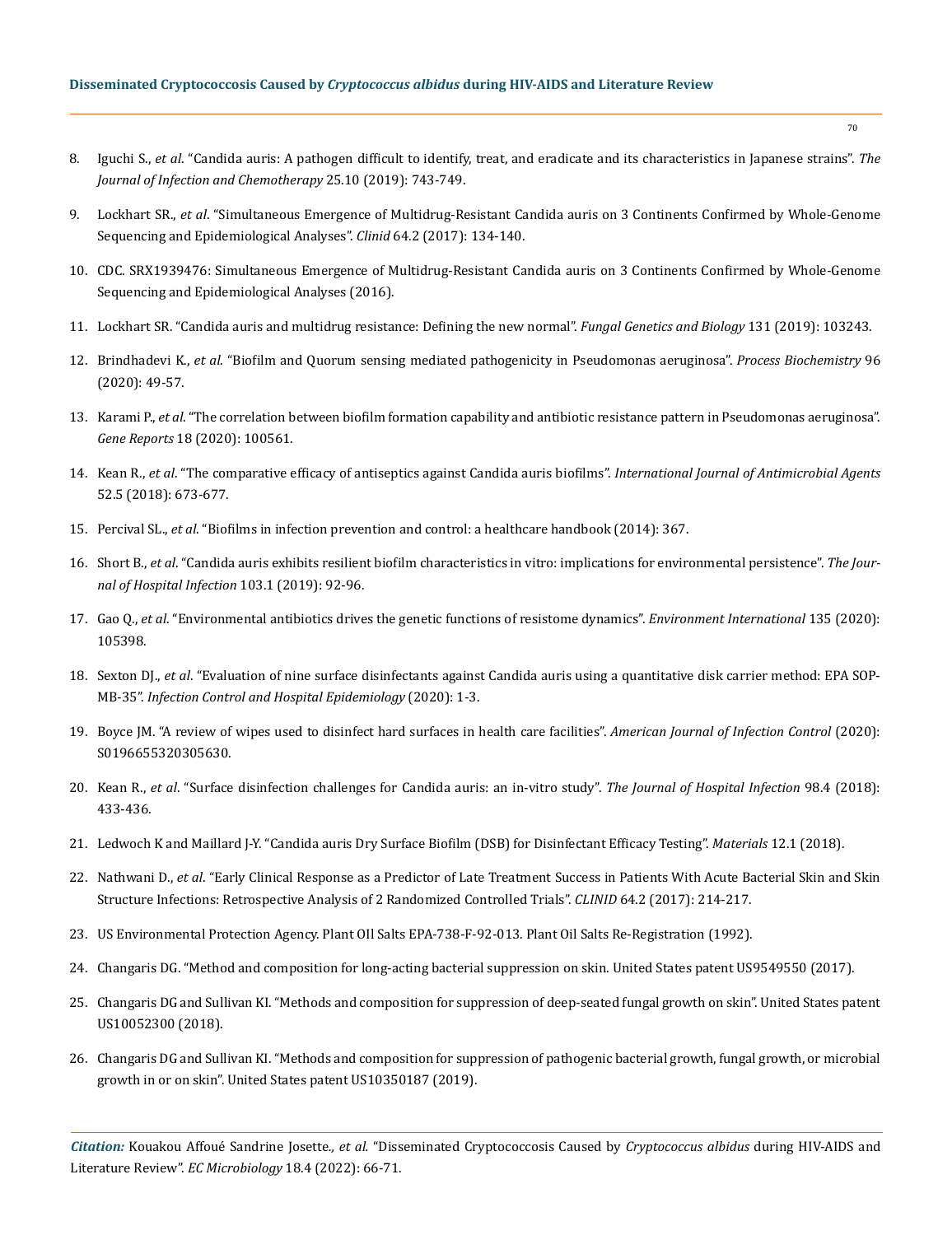8. Iguchi S., *et al*. "Candida auris: A pathogen difficult to identify, treat, and eradicate and its characteristics in Japanese strains". *The Journal of Infection and Chemotherapy* 25.10 (2019): 743-749.

9. Lockhart SR., *et al*. "Simultaneous Emergence of Multidrug-Resistant Candida auris on 3 Continents Confirmed by Whole-Genome Sequencing and Epidemiological Analyses". *Clinid* 64.2 (2017): 134-140.

10. CDC. SRX1939476: Simultaneous Emergence of Multidrug-Resistant Candida auris on 3 Continents Confirmed by Whole-Genome Sequencing and Epidemiological Analyses (2016).

11. Lockhart SR. "Candida auris and multidrug resistance: Defining the new normal". *Fungal Genetics and Biology* 131 (2019): 103243.

12. Brindhadevi K., *et al*. "Biofilm and Quorum sensing mediated pathogenicity in Pseudomonas aeruginosa". *Process Biochemistry* 96 (2020): 49-57.

13. Karami P., *et al*. "The correlation between biofilm formation capability and antibiotic resistance pattern in Pseudomonas aeruginosa". *Gene Reports* 18 (2020): 100561.

14. Kean R., *et al*. "The comparative efficacy of antiseptics against Candida auris biofilms". *International Journal of Antimicrobial Agents* 52.5 (2018): 673-677.

15. Percival SL., *et al*. "Biofilms in infection prevention and control: a healthcare handbook (2014): 367.

16. Short B., *et al*. "Candida auris exhibits resilient biofilm characteristics in vitro: implications for environmental persistence". *The Journal of Hospital Infection* 103.1 (2019): 92-96.

17. Gao Q., *et al*. "Environmental antibiotics drives the genetic functions of resistome dynamics". *Environment International* 135 (2020): 105398.

18. Sexton DJ., *et al*. "Evaluation of nine surface disinfectants against Candida auris using a quantitative disk carrier method: EPA SOP-MB-35". *Infection Control and Hospital Epidemiology* (2020): 1-3.

19. Boyce JM. "A review of wipes used to disinfect hard surfaces in health care facilities". *American Journal of Infection Control* (2020): S0196655320305630.

20. Kean R., *et al*. "Surface disinfection challenges for Candida auris: an in-vitro study". *The Journal of Hospital Infection* 98.4 (2018): 433-436.

21. Ledwoch K and Maillard J-Y. "Candida auris Dry Surface Biofilm (DSB) for Disinfectant Efficacy Testing". *Materials* 12.1 (2018).

22. Nathwani D., *et al*. "Early Clinical Response as a Predictor of Late Treatment Success in Patients With Acute Bacterial Skin and Skin Structure Infections: Retrospective Analysis of 2 Randomized Controlled Trials". *CLINID* 64.2 (2017): 214-217.

23. US Environmental Protection Agency. Plant OIl Salts EPA-738-F-92-013. Plant Oil Salts Re-Registration (1992).

24. Changaris DG. "Method and composition for long-acting bacterial suppression on skin. United States patent US9549550 (2017).

25. Changaris DG and Sullivan KI. "Methods and composition for suppression of deep-seated fungal growth on skin". United States patent US10052300 (2018).

26. Changaris DG and Sullivan KI. "Methods and composition for suppression of pathogenic bacterial growth, fungal growth, or microbial growth in or on skin". United States patent US10350187 (2019).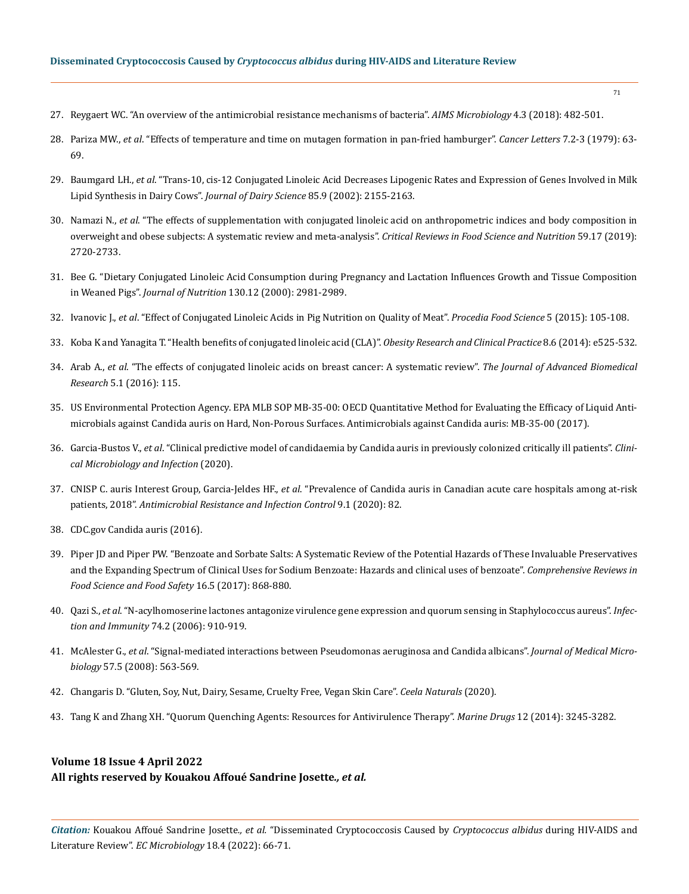27. Reygaert WC. "An overview of the antimicrobial resistance mechanisms of bacteria". *AIMS Microbiology* 4.3 (2018): 482-501.

28. Pariza MW., *et al*. "Effects of temperature and time on mutagen formation in pan-fried hamburger". *Cancer Letters* 7.2-3 (1979): 63-69.

29. Baumgard LH., *et al*. "Trans-10, cis-12 Conjugated Linoleic Acid Decreases Lipogenic Rates and Expression of Genes Involved in Milk Lipid Synthesis in Dairy Cows". *Journal of Dairy Science* 85.9 (2002): 2155-2163.

30. Namazi N., *et al*. "The effects of supplementation with conjugated linoleic acid on anthropometric indices and body composition in overweight and obese subjects: A systematic review and meta-analysis". *Critical Reviews in Food Science and Nutrition* 59.17 (2019): 2720-2733.

31. Bee G. "Dietary Conjugated Linoleic Acid Consumption during Pregnancy and Lactation Influences Growth and Tissue Composition in Weaned Pigs". *Journal of Nutrition* 130.12 (2000): 2981-2989.

32. Ivanovic J., *et al*. "Effect of Conjugated Linoleic Acids in Pig Nutrition on Quality of Meat". *Procedia Food Science* 5 (2015): 105-108.

33. Koba K and Yanagita T. "Health benefits of conjugated linoleic acid (CLA)". *Obesity Research and Clinical Practice* 8.6 (2014): e525-532.

34. Arab A., *et al*. "The effects of conjugated linoleic acids on breast cancer: A systematic review". *The Journal of Advanced Biomedical Research* 5.1 (2016): 115.

35. US Environmental Protection Agency. EPA MLB SOP MB-35-00: OECD Quantitative Method for Evaluating the Efficacy of Liquid Antimicrobials against Candida auris on Hard, Non-Porous Surfaces. Antimicrobials against Candida auris: MB-35-00 (2017).

36. Garcia-Bustos V., *et al*. "Clinical predictive model of candidaemia by Candida auris in previously colonized critically ill patients". *Clinical Microbiology and Infection* (2020).

37. CNISP C. auris Interest Group, Garcia-Jeldes HF., *et al*. "Prevalence of Candida auris in Canadian acute care hospitals among at-risk patients, 2018". *Antimicrobial Resistance and Infection Control* 9.1 (2020): 82.

38. CDC.gov Candida auris (2016).

39. Piper JD and Piper PW. "Benzoate and Sorbate Salts: A Systematic Review of the Potential Hazards of These Invaluable Preservatives and the Expanding Spectrum of Clinical Uses for Sodium Benzoate: Hazards and clinical uses of benzoate". *Comprehensive Reviews in Food Science and Food Safety* 16.5 (2017): 868-880.

40. Qazi S., *et al*. "N-acylhomoserine lactones antagonize virulence gene expression and quorum sensing in Staphylococcus aureus". *Infection and Immunity* 74.2 (2006): 910-919.

41. McAlester G., *et al*. "Signal-mediated interactions between Pseudomonas aeruginosa and Candida albicans". *Journal of Medical Microbiology* 57.5 (2008): 563-569.

42. Changaris D. "Gluten, Soy, Nut, Dairy, Sesame, Cruelty Free, Vegan Skin Care". *Ceela Naturals* (2020).

43. Tang K and Zhang XH. "Quorum Quenching Agents: Resources for Antivirulence Therapy". *Marine Drugs* 12 (2014): 3245-3282.

**Volume 18 Issue 4 April 2022**
**All rights reserved by Kouakou Affoué Sandrine Josette., *et al.***